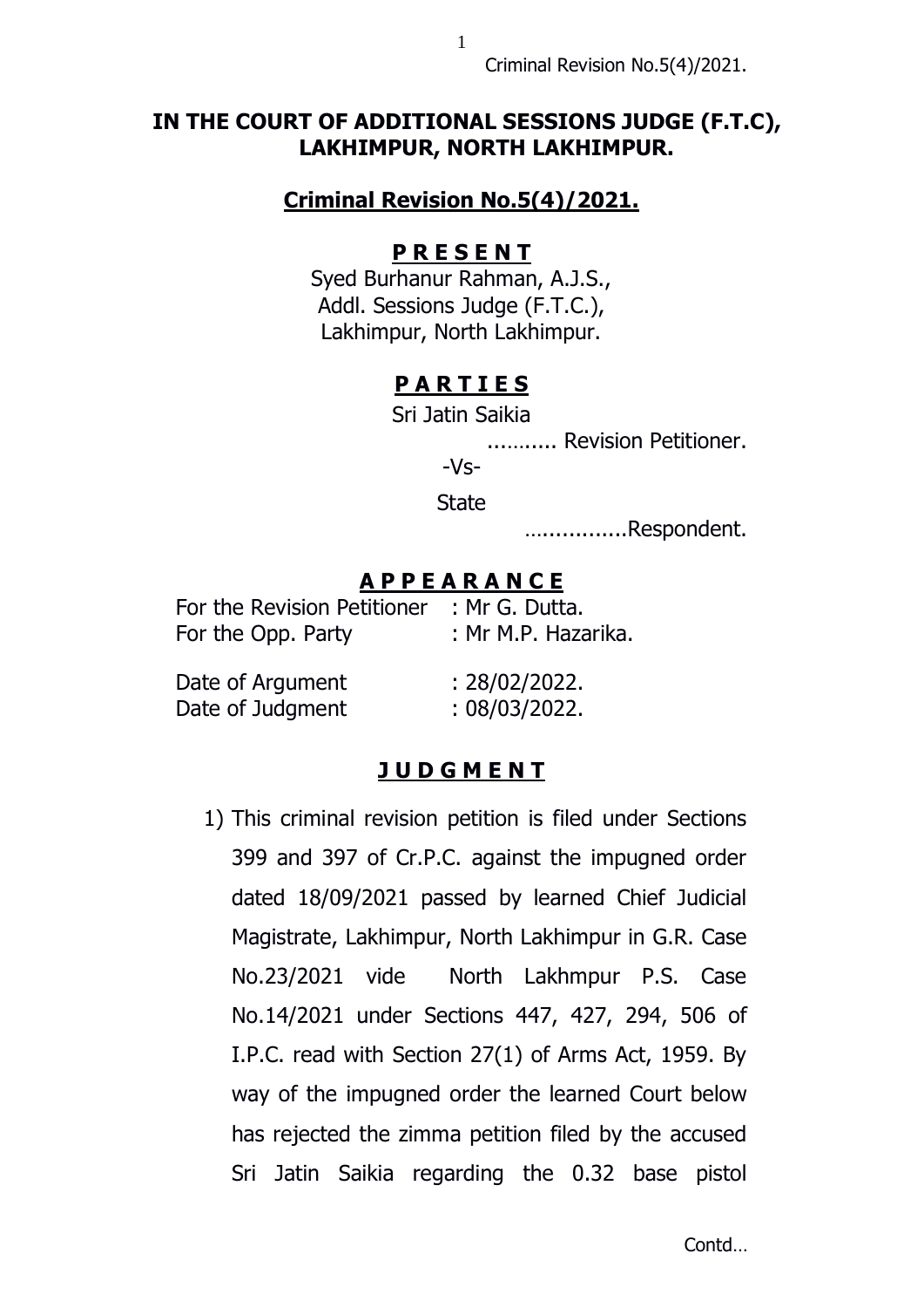# IN THE COURT OF ADDITIONAL SESSIONS JUDGE (F.T.C), LAKHIMPUR, NORTH LAKHIMPUR.

## Criminal Revision No.5(4)/2021.

### P R E S E N T

Syed Burhanur Rahman, A.J.S.,
Addl. Sessions Judge (F.T.C.),
Lakhimpur, North Lakhimpur.

### P A R T I E S

Sri Jatin Saikia

.......... Revision Petitioner.

-Vs-

State

...............Respondent.

### A P P E A R A N C E

| | |
|---|---|
| For the Revision Petitioner | : Mr G. Dutta. |
| For the Opp. Party | : Mr M.P. Hazarika. |
| Date of Argument | : 28/02/2022. |
| Date of Judgment | : 08/03/2022. |

### J U D G M E N T

1) This criminal revision petition is filed under Sections 399 and 397 of Cr.P.C. against the impugned order dated 18/09/2021 passed by learned Chief Judicial Magistrate, Lakhimpur, North Lakhimpur in G.R. Case No.23/2021 vide North Lakhmpur P.S. Case No.14/2021 under Sections 447, 427, 294, 506 of I.P.C. read with Section 27(1) of Arms Act, 1959. By way of the impugned order the learned Court below has rejected the zimma petition filed by the accused Sri Jatin Saikia regarding the 0.32 base pistol

Contd…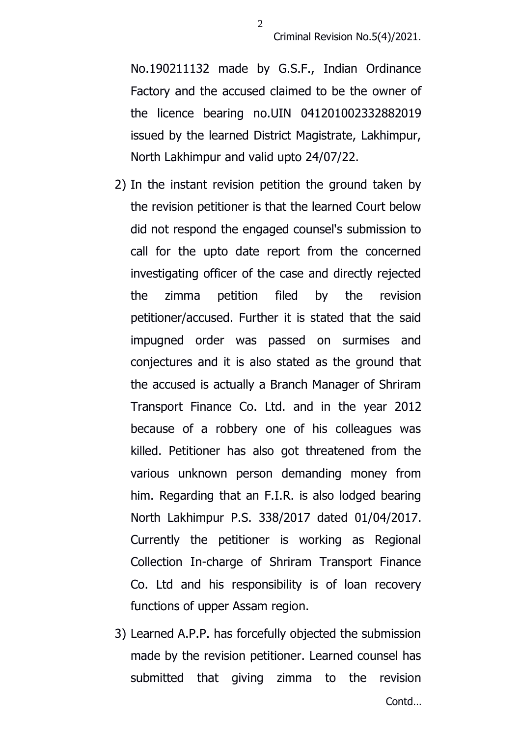No.190211132 made by G.S.F., Indian Ordinance Factory and the accused claimed to be the owner of the licence bearing no.UIN 041201002332882019 issued by the learned District Magistrate, Lakhimpur, North Lakhimpur and valid upto 24/07/22.

2) In the instant revision petition the ground taken by the revision petitioner is that the learned Court below did not respond the engaged counsel's submission to call for the upto date report from the concerned investigating officer of the case and directly rejected the zimma petition filed by the revision petitioner/accused. Further it is stated that the said impugned order was passed on surmises and conjectures and it is also stated as the ground that the accused is actually a Branch Manager of Shriram Transport Finance Co. Ltd. and in the year 2012 because of a robbery one of his colleagues was killed. Petitioner has also got threatened from the various unknown person demanding money from him. Regarding that an F.I.R. is also lodged bearing North Lakhimpur P.S. 338/2017 dated 01/04/2017. Currently the petitioner is working as Regional Collection In-charge of Shriram Transport Finance Co. Ltd and his responsibility is of loan recovery functions of upper Assam region.

3) Learned A.P.P. has forcefully objected the submission made by the revision petitioner. Learned counsel has submitted that giving zimma to the revision

Contd…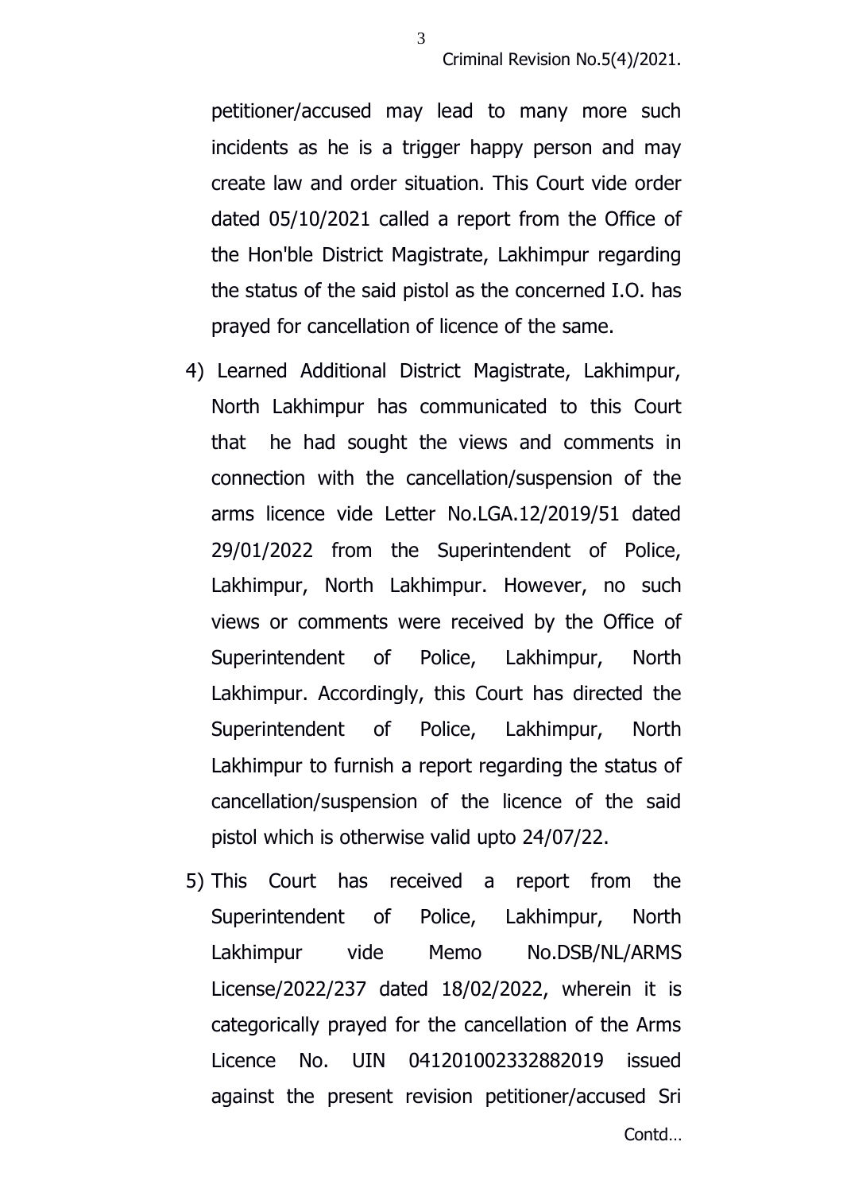petitioner/accused may lead to many more such incidents as he is a trigger happy person and may create law and order situation. This Court vide order dated 05/10/2021 called a report from the Office of the Hon'ble District Magistrate, Lakhimpur regarding the status of the said pistol as the concerned I.O. has prayed for cancellation of licence of the same.

4) Learned Additional District Magistrate, Lakhimpur, North Lakhimpur has communicated to this Court that he had sought the views and comments in connection with the cancellation/suspension of the arms licence vide Letter No.LGA.12/2019/51 dated 29/01/2022 from the Superintendent of Police, Lakhimpur, North Lakhimpur. However, no such views or comments were received by the Office of Superintendent of Police, Lakhimpur, North Lakhimpur. Accordingly, this Court has directed the Superintendent of Police, Lakhimpur, North Lakhimpur to furnish a report regarding the status of cancellation/suspension of the licence of the said pistol which is otherwise valid upto 24/07/22.

5) This Court has received a report from the Superintendent of Police, Lakhimpur, North Lakhimpur vide Memo No.DSB/NL/ARMS License/2022/237 dated 18/02/2022, wherein it is categorically prayed for the cancellation of the Arms Licence No. UIN 041201002332882019 issued against the present revision petitioner/accused Sri

Contd…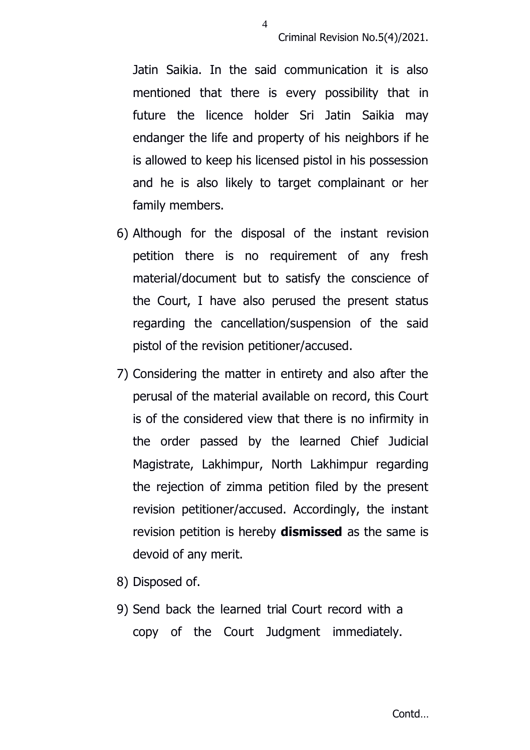Jatin Saikia. In the said communication it is also mentioned that there is every possibility that in future the licence holder Sri Jatin Saikia may endanger the life and property of his neighbors if he is allowed to keep his licensed pistol in his possession and he is also likely to target complainant or her family members.

6) Although for the disposal of the instant revision petition there is no requirement of any fresh material/document but to satisfy the conscience of the Court, I have also perused the present status regarding the cancellation/suspension of the said pistol of the revision petitioner/accused.

7) Considering the matter in entirety and also after the perusal of the material available on record, this Court is of the considered view that there is no infirmity in the order passed by the learned Chief Judicial Magistrate, Lakhimpur, North Lakhimpur regarding the rejection of zimma petition filed by the present revision petitioner/accused. Accordingly, the instant revision petition is hereby **dismissed** as the same is devoid of any merit.

8) Disposed of.

9) Send back the learned trial Court record with a copy of the Court Judgment immediately.

Contd…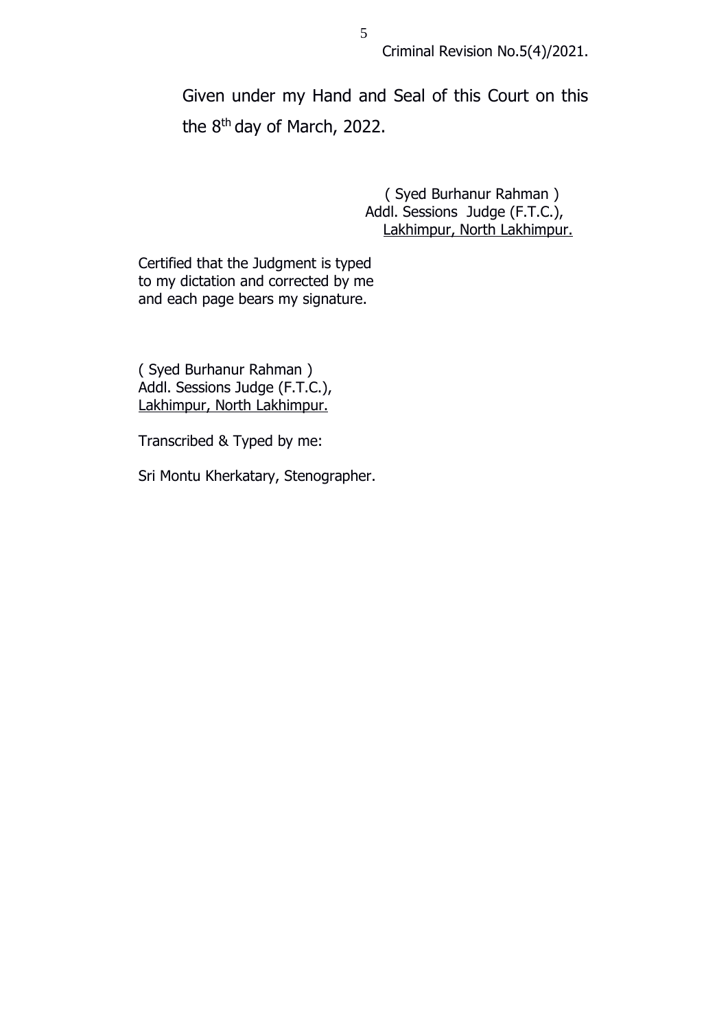Given under my Hand and Seal of this Court on this the 8th day of March, 2022.

( Syed Burhanur Rahman )
Addl. Sessions Judge (F.T.C.),
Lakhimpur, North Lakhimpur.

Certified that the Judgment is typed to my dictation and corrected by me and each page bears my signature.

( Syed Burhanur Rahman )
Addl. Sessions Judge (F.T.C.),
Lakhimpur, North Lakhimpur.

Transcribed & Typed by me:

Sri Montu Kherkatary, Stenographer.